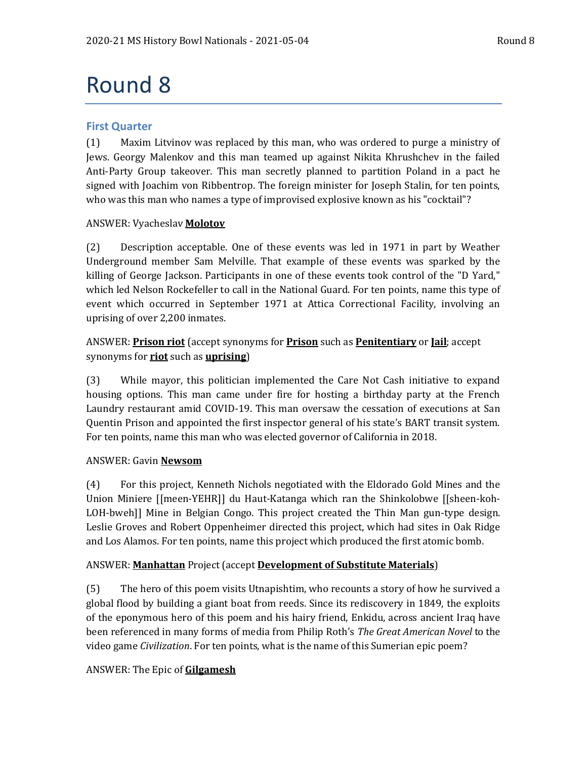# Round 8

## First Quarter

(1) Maxim Litvinov was replaced by this man, who was ordered to purge a ministry of Jews. Georgy Malenkov and this man teamed up against Nikita Khrushchev in the failed Anti-Party Group takeover. This man secretly planned to partition Poland in a pact he signed with Joachim von Ribbentrop. The foreign minister for Joseph Stalin, for ten points, who was this man who names a type of improvised explosive known as his "cocktail"?

ANSWER: Vyacheslav **Molotov**

(2) Description acceptable. One of these events was led in 1971 in part by Weather Underground member Sam Melville. That example of these events was sparked by the killing of George Jackson. Participants in one of these events took control of the "D Yard," which led Nelson Rockefeller to call in the National Guard. For ten points, name this type of event which occurred in September 1971 at Attica Correctional Facility, involving an uprising of over 2,200 inmates.

ANSWER: **Prison riot** (accept synonyms for **Prison** such as **Penitentiary** or **Jail**; accept synonyms for **riot** such as **uprising**)

(3) While mayor, this politician implemented the Care Not Cash initiative to expand housing options. This man came under fire for hosting a birthday party at the French Laundry restaurant amid COVID-19. This man oversaw the cessation of executions at San Quentin Prison and appointed the first inspector general of his state's BART transit system. For ten points, name this man who was elected governor of California in 2018.

ANSWER: Gavin **Newsom**

(4) For this project, Kenneth Nichols negotiated with the Eldorado Gold Mines and the Union Miniere [[meen-YEHR]] du Haut-Katanga which ran the Shinkolobwe [[sheen-koh-LOH-bweh]] Mine in Belgian Congo. This project created the Thin Man gun-type design. Leslie Groves and Robert Oppenheimer directed this project, which had sites in Oak Ridge and Los Alamos. For ten points, name this project which produced the first atomic bomb.

ANSWER: **Manhattan** Project (accept **Development of Substitute Materials**)

(5) The hero of this poem visits Utnapishtim, who recounts a story of how he survived a global flood by building a giant boat from reeds. Since its rediscovery in 1849, the exploits of the eponymous hero of this poem and his hairy friend, Enkidu, across ancient Iraq have been referenced in many forms of media from Philip Roth's *The Great American Novel* to the video game *Civilization*. For ten points, what is the name of this Sumerian epic poem?

ANSWER: The Epic of **Gilgamesh**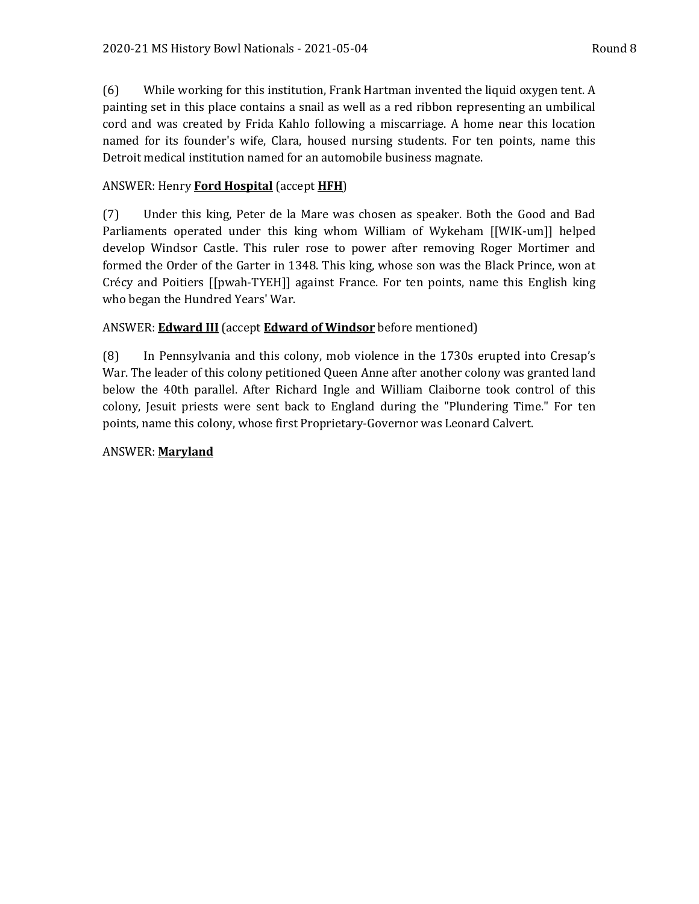(6) While working for this institution, Frank Hartman invented the liquid oxygen tent. A painting set in this place contains a snail as well as a red ribbon representing an umbilical cord and was created by Frida Kahlo following a miscarriage. A home near this location named for its founder's wife, Clara, housed nursing students. For ten points, name this Detroit medical institution named for an automobile business magnate.

ANSWER: Henry **Ford Hospital** (accept **HFH**)

(7) Under this king, Peter de la Mare was chosen as speaker. Both the Good and Bad Parliaments operated under this king whom William of Wykeham [[WIK-um]] helped develop Windsor Castle. This ruler rose to power after removing Roger Mortimer and formed the Order of the Garter in 1348. This king, whose son was the Black Prince, won at Crécy and Poitiers [[pwah-TYEH]] against France. For ten points, name this English king who began the Hundred Years' War.

ANSWER: **Edward III** (accept **Edward of Windsor** before mentioned)

(8) In Pennsylvania and this colony, mob violence in the 1730s erupted into Cresap's War. The leader of this colony petitioned Queen Anne after another colony was granted land below the 40th parallel. After Richard Ingle and William Claiborne took control of this colony, Jesuit priests were sent back to England during the "Plundering Time." For ten points, name this colony, whose first Proprietary-Governor was Leonard Calvert.

ANSWER: **Maryland**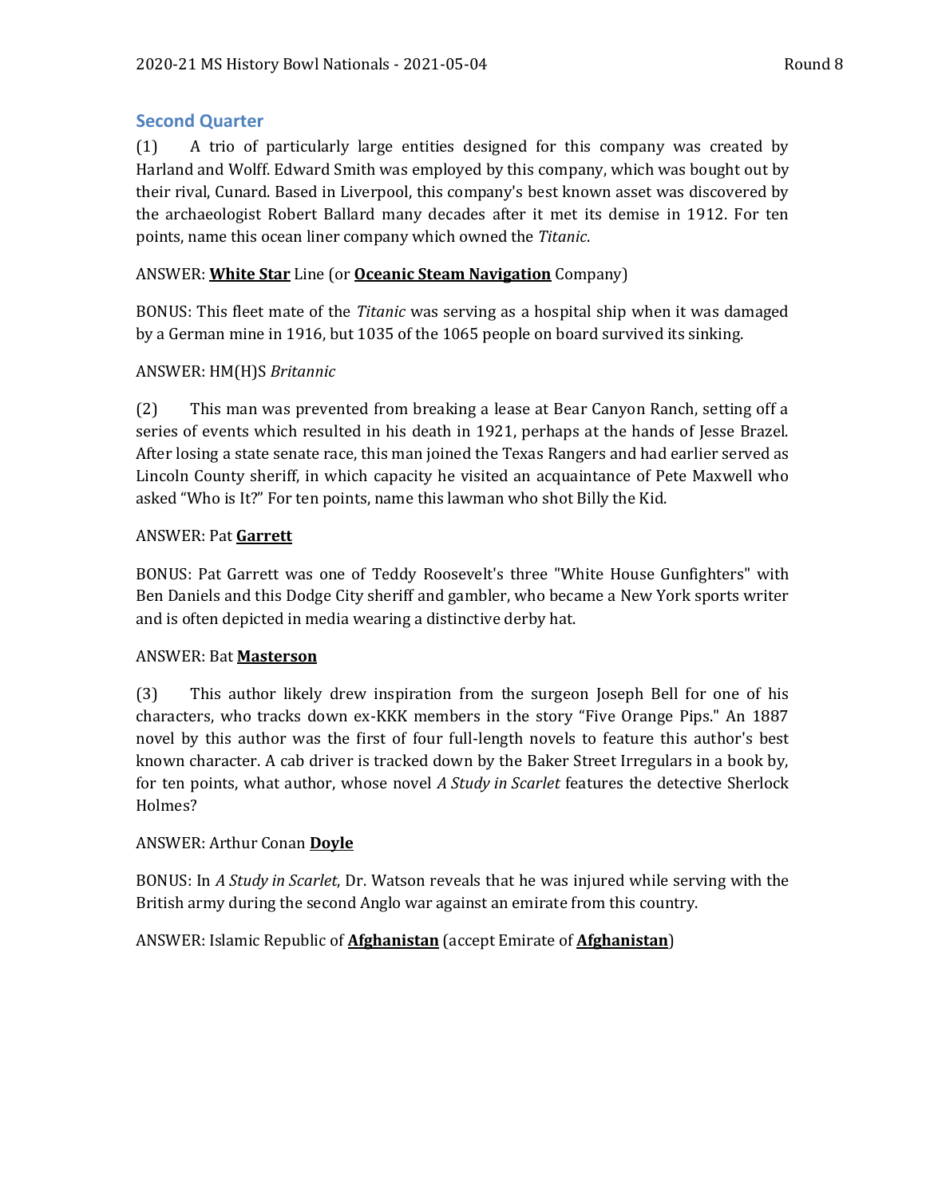## Second Quarter

(1) A trio of particularly large entities designed for this company was created by Harland and Wolff. Edward Smith was employed by this company, which was bought out by their rival, Cunard. Based in Liverpool, this company's best known asset was discovered by the archaeologist Robert Ballard many decades after it met its demise in 1912. For ten points, name this ocean liner company which owned the *Titanic*.

ANSWER: **White Star** Line (or **Oceanic Steam Navigation** Company)

BONUS: This fleet mate of the *Titanic* was serving as a hospital ship when it was damaged by a German mine in 1916, but 1035 of the 1065 people on board survived its sinking.

ANSWER: HM(H)S *Britannic*

(2) This man was prevented from breaking a lease at Bear Canyon Ranch, setting off a series of events which resulted in his death in 1921, perhaps at the hands of Jesse Brazel. After losing a state senate race, this man joined the Texas Rangers and had earlier served as Lincoln County sheriff, in which capacity he visited an acquaintance of Pete Maxwell who asked "Who is It?" For ten points, name this lawman who shot Billy the Kid.

ANSWER: Pat **Garrett**

BONUS: Pat Garrett was one of Teddy Roosevelt's three "White House Gunfighters" with Ben Daniels and this Dodge City sheriff and gambler, who became a New York sports writer and is often depicted in media wearing a distinctive derby hat.

ANSWER: Bat **Masterson**

(3) This author likely drew inspiration from the surgeon Joseph Bell for one of his characters, who tracks down ex-KKK members in the story "Five Orange Pips." An 1887 novel by this author was the first of four full-length novels to feature this author's best known character. A cab driver is tracked down by the Baker Street Irregulars in a book by, for ten points, what author, whose novel *A Study in Scarlet* features the detective Sherlock Holmes?

ANSWER: Arthur Conan **Doyle**

BONUS: In *A Study in Scarlet*, Dr. Watson reveals that he was injured while serving with the British army during the second Anglo war against an emirate from this country.

ANSWER: Islamic Republic of **Afghanistan** (accept Emirate of **Afghanistan**)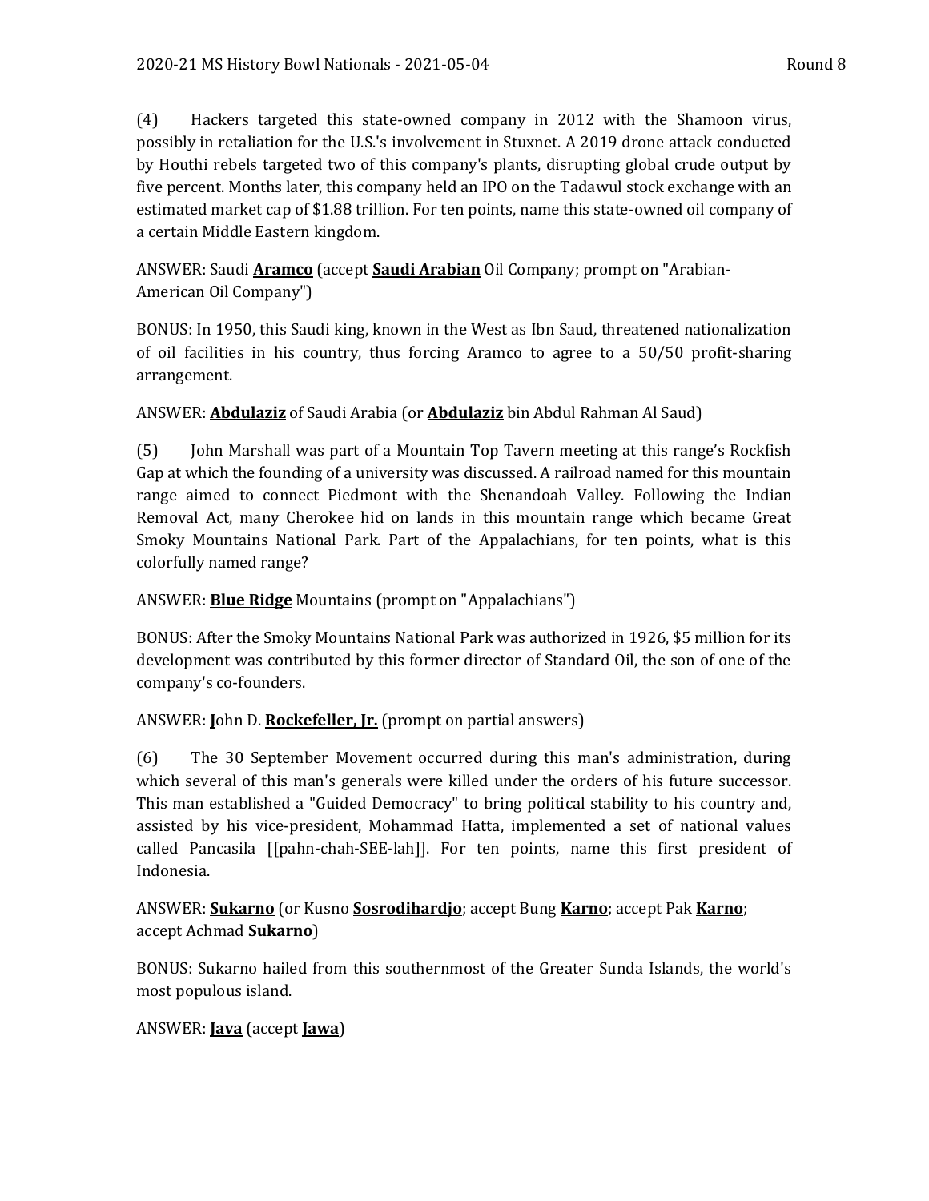(4) Hackers targeted this state-owned company in 2012 with the Shamoon virus, possibly in retaliation for the U.S.'s involvement in Stuxnet. A 2019 drone attack conducted by Houthi rebels targeted two of this company's plants, disrupting global crude output by five percent. Months later, this company held an IPO on the Tadawul stock exchange with an estimated market cap of $1.88 trillion. For ten points, name this state-owned oil company of a certain Middle Eastern kingdom.

ANSWER: Saudi **Aramco** (accept **Saudi Arabian** Oil Company; prompt on "Arabian-American Oil Company")

BONUS: In 1950, this Saudi king, known in the West as Ibn Saud, threatened nationalization of oil facilities in his country, thus forcing Aramco to agree to a 50/50 profit-sharing arrangement.

ANSWER: **Abdulaziz** of Saudi Arabia (or **Abdulaziz** bin Abdul Rahman Al Saud)

(5) John Marshall was part of a Mountain Top Tavern meeting at this range's Rockfish Gap at which the founding of a university was discussed. A railroad named for this mountain range aimed to connect Piedmont with the Shenandoah Valley. Following the Indian Removal Act, many Cherokee hid on lands in this mountain range which became Great Smoky Mountains National Park. Part of the Appalachians, for ten points, what is this colorfully named range?

ANSWER: **Blue Ridge** Mountains (prompt on "Appalachians")

BONUS: After the Smoky Mountains National Park was authorized in 1926, $5 million for its development was contributed by this former director of Standard Oil, the son of one of the company's co-founders.

ANSWER: **J**ohn D. **Rockefeller, Jr.** (prompt on partial answers)

(6) The 30 September Movement occurred during this man's administration, during which several of this man's generals were killed under the orders of his future successor. This man established a "Guided Democracy" to bring political stability to his country and, assisted by his vice-president, Mohammad Hatta, implemented a set of national values called Pancasila [[pahn-chah-SEE-lah]]. For ten points, name this first president of Indonesia.

ANSWER: **Sukarno** (or Kusno **Sosrodihardjo**; accept Bung **Karno**; accept Pak **Karno**; accept Achmad **Sukarno**)

BONUS: Sukarno hailed from this southernmost of the Greater Sunda Islands, the world's most populous island.

ANSWER: **Java** (accept **Jawa**)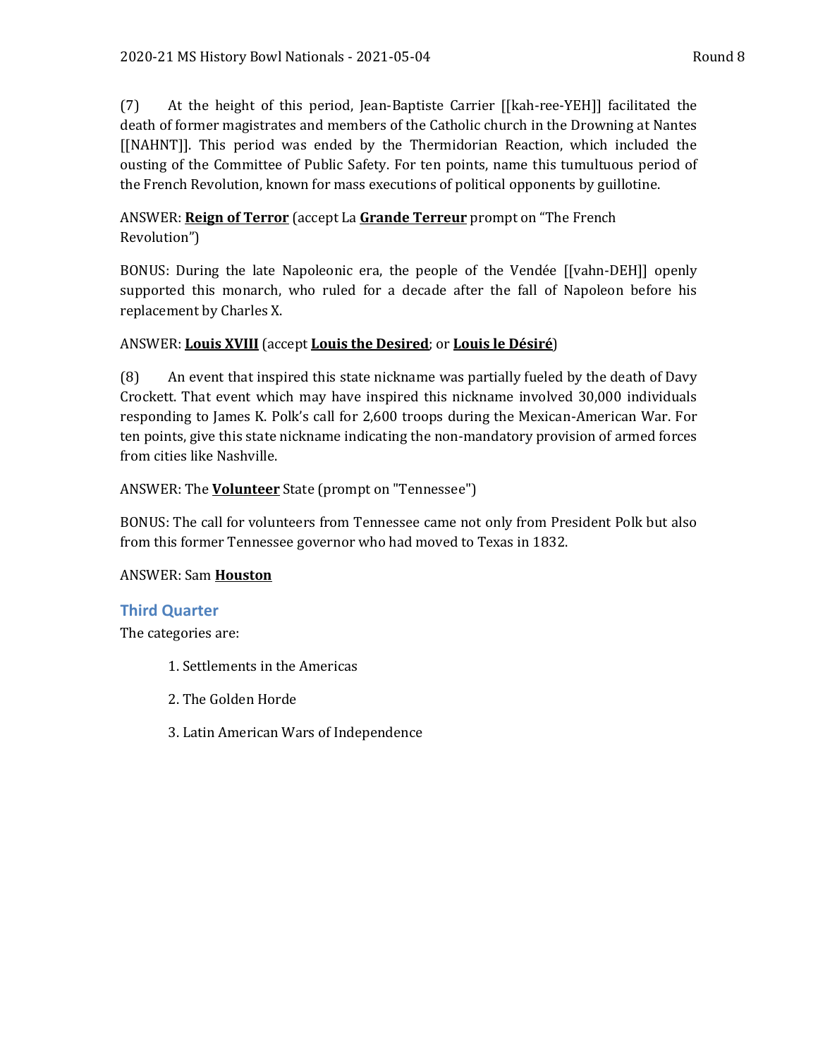(7) At the height of this period, Jean-Baptiste Carrier [[kah-ree-YEH]] facilitated the death of former magistrates and members of the Catholic church in the Drowning at Nantes [[NAHNT]]. This period was ended by the Thermidorian Reaction, which included the ousting of the Committee of Public Safety. For ten points, name this tumultuous period of the French Revolution, known for mass executions of political opponents by guillotine.

ANSWER: **Reign of Terror** (accept La **Grande Terreur** prompt on "The French Revolution")

BONUS: During the late Napoleonic era, the people of the Vendée [[vahn-DEH]] openly supported this monarch, who ruled for a decade after the fall of Napoleon before his replacement by Charles X.

ANSWER: **Louis XVIII** (accept **Louis the Desired**; or **Louis le Désiré**)

(8) An event that inspired this state nickname was partially fueled by the death of Davy Crockett. That event which may have inspired this nickname involved 30,000 individuals responding to James K. Polk's call for 2,600 troops during the Mexican-American War. For ten points, give this state nickname indicating the non-mandatory provision of armed forces from cities like Nashville.

ANSWER: The **Volunteer** State (prompt on "Tennessee")

BONUS: The call for volunteers from Tennessee came not only from President Polk but also from this former Tennessee governor who had moved to Texas in 1832.

ANSWER: Sam **Houston**

## Third Quarter

The categories are:

1. Settlements in the Americas
2. The Golden Horde
3. Latin American Wars of Independence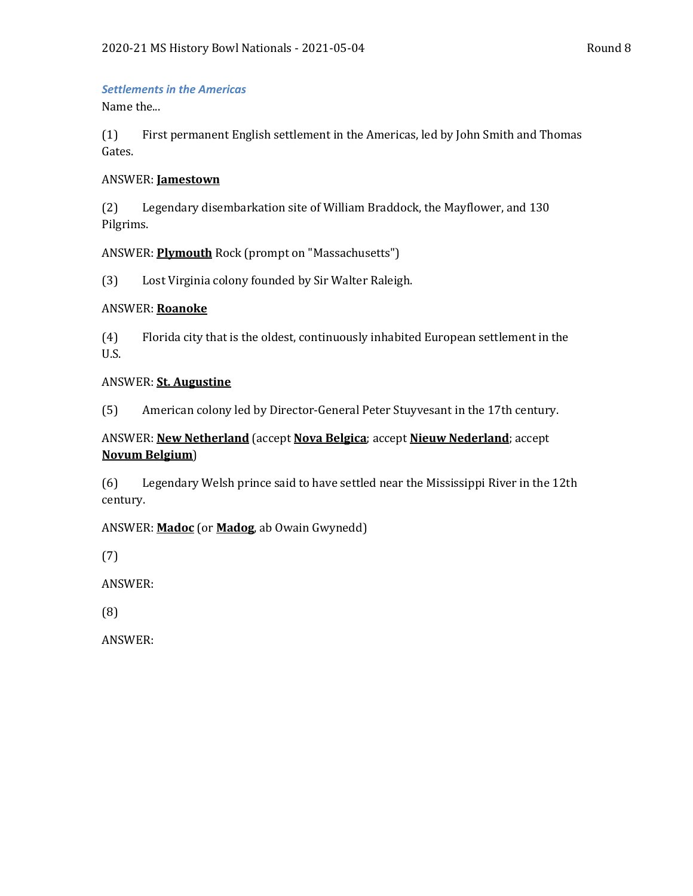*Settlements in the Americas*

Name the...

(1) First permanent English settlement in the Americas, led by John Smith and Thomas Gates.

ANSWER: **Jamestown**

(2) Legendary disembarkation site of William Braddock, the Mayflower, and 130 Pilgrims.

ANSWER: **Plymouth** Rock (prompt on "Massachusetts")

(3) Lost Virginia colony founded by Sir Walter Raleigh.

ANSWER: **Roanoke**

(4) Florida city that is the oldest, continuously inhabited European settlement in the U.S.

ANSWER: **St. Augustine**

(5) American colony led by Director-General Peter Stuyvesant in the 17th century.

ANSWER: **New Netherland** (accept **Nova Belgica**; accept **Nieuw Nederland**; accept **Novum Belgium**)

(6) Legendary Welsh prince said to have settled near the Mississippi River in the 12th century.

ANSWER: **Madoc** (or **Madog**, ab Owain Gwynedd)

(7)

ANSWER:

(8)

ANSWER: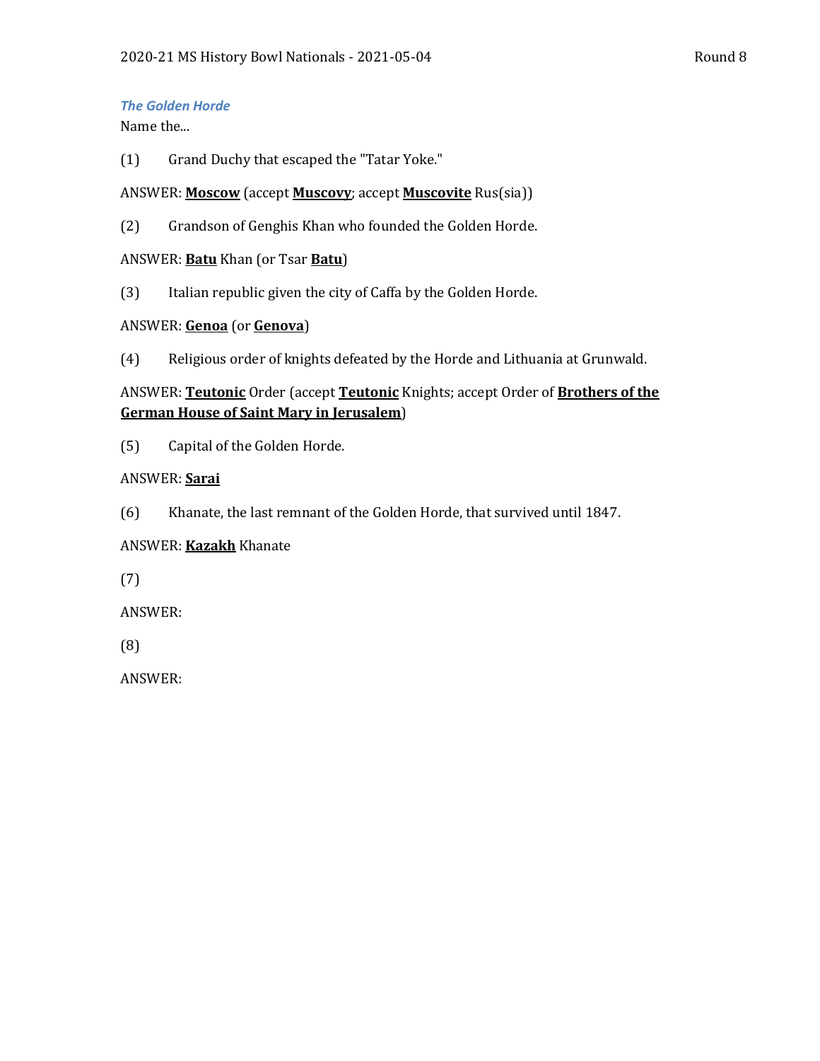### *The Golden Horde*

Name the...

(1) Grand Duchy that escaped the "Tatar Yoke."

ANSWER: **Moscow** (accept **Muscovy**; accept **Muscovite** Rus(sia))

(2) Grandson of Genghis Khan who founded the Golden Horde.

ANSWER: **Batu** Khan (or Tsar **Batu**)

(3) Italian republic given the city of Caffa by the Golden Horde.

ANSWER: **Genoa** (or **Genova**)

(4) Religious order of knights defeated by the Horde and Lithuania at Grunwald.

ANSWER: **Teutonic** Order (accept **Teutonic** Knights; accept Order of **Brothers of the German House of Saint Mary in Jerusalem**)

(5) Capital of the Golden Horde.

ANSWER: **Sarai**

(6) Khanate, the last remnant of the Golden Horde, that survived until 1847.

ANSWER: **Kazakh** Khanate

(7)

ANSWER:

(8)

ANSWER: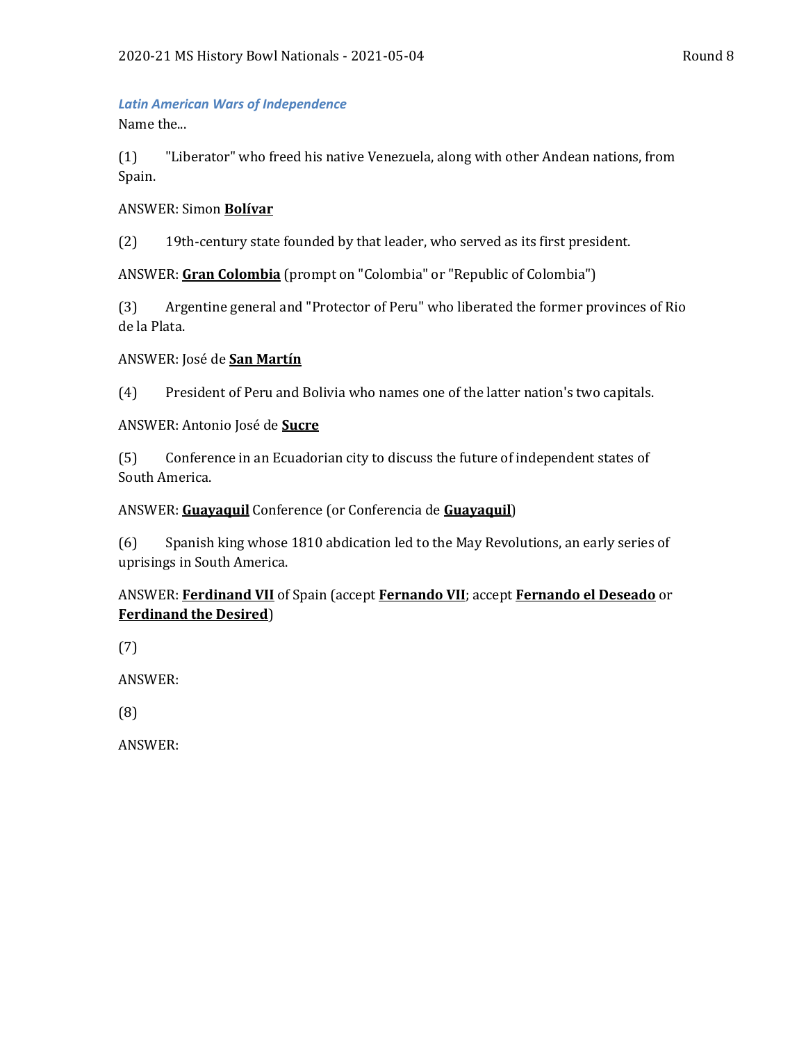***Latin American Wars of Independence***

Name the...

(1) "Liberator" who freed his native Venezuela, along with other Andean nations, from Spain.

ANSWER: Simon **Bolívar**

(2) 19th-century state founded by that leader, who served as its first president.

ANSWER: **Gran Colombia** (prompt on "Colombia" or "Republic of Colombia")

(3) Argentine general and "Protector of Peru" who liberated the former provinces of Rio de la Plata.

ANSWER: José de **San Martín**

(4) President of Peru and Bolivia who names one of the latter nation's two capitals.

ANSWER: Antonio José de **Sucre**

(5) Conference in an Ecuadorian city to discuss the future of independent states of South America.

ANSWER: **Guayaquil** Conference (or Conferencia de **Guayaquil**)

(6) Spanish king whose 1810 abdication led to the May Revolutions, an early series of uprisings in South America.

ANSWER: **Ferdinand VII** of Spain (accept **Fernando VII**; accept **Fernando el Deseado** or **Ferdinand the Desired**)

(7)

ANSWER:

(8)

ANSWER: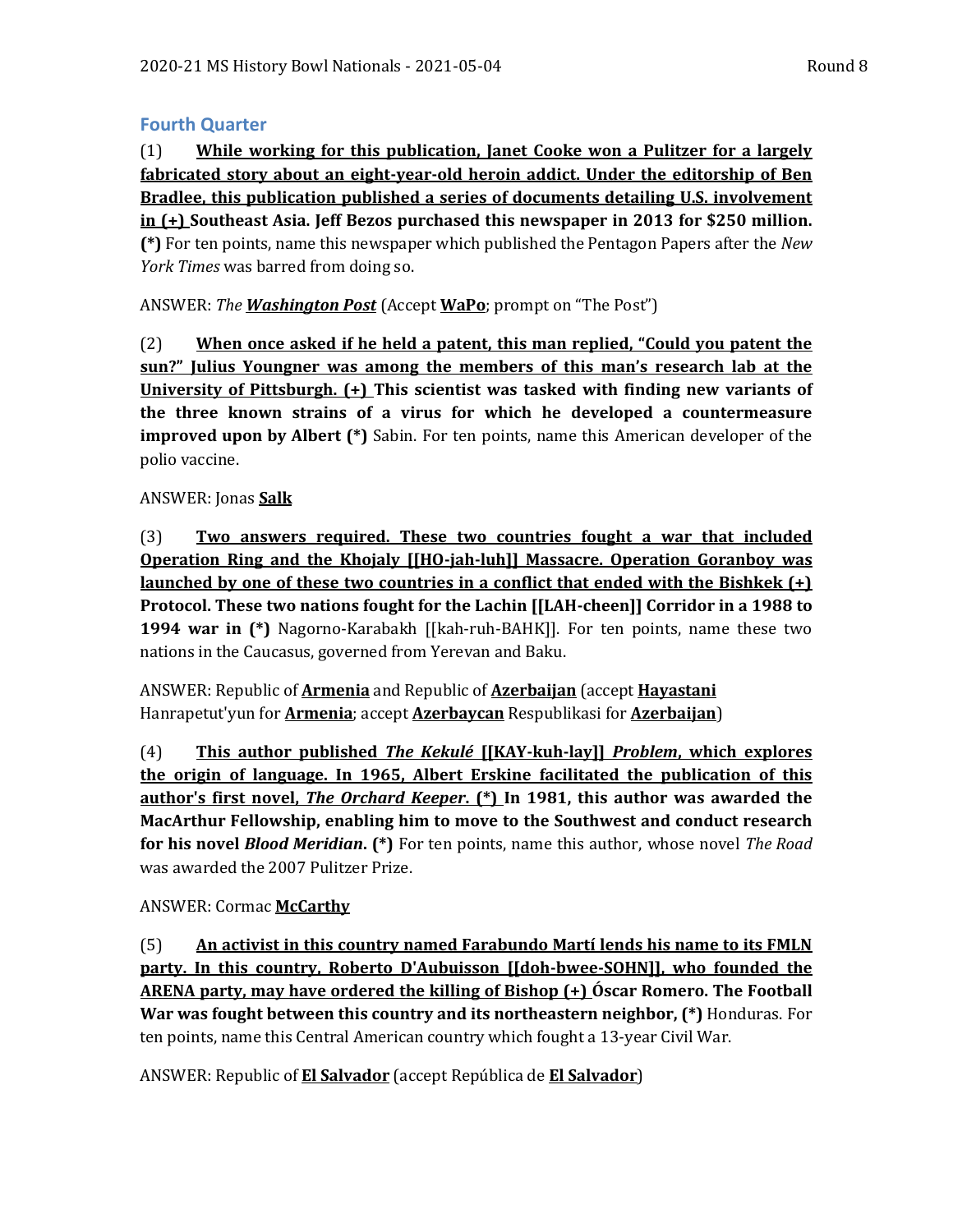## Fourth Quarter

(1) **<u>While working for this publication, Janet Cooke won a Pulitzer for a largely fabricated story about an eight-year-old heroin addict. Under the editorship of Ben Bradlee, this publication published a series of documents detailing U.S. involvement in (+)</u> Southeast Asia. Jeff Bezos purchased this newspaper in 2013 for $250 million. (*)** For ten points, name this newspaper which published the Pentagon Papers after the *New York Times* was barred from doing so.

ANSWER: *The **<u>Washington Post</u>*** (Accept **<u>WaPo</u>**; prompt on "The Post")

(2) **<u>When once asked if he held a patent, this man replied, "Could you patent the sun?" Julius Youngner was among the members of this man's research lab at the University of Pittsburgh. (+)</u> This scientist was tasked with finding new variants of the three known strains of a virus for which he developed a countermeasure improved upon by Albert (*)** Sabin. For ten points, name this American developer of the polio vaccine.

ANSWER: Jonas **<u>Salk</u>**

(3) **<u>Two answers required. These two countries fought a war that included Operation Ring and the Khojaly [[HO-jah-luh]] Massacre. Operation Goranboy was launched by one of these two countries in a conflict that ended with the Bishkek (+)</u> Protocol. These two nations fought for the Lachin [[LAH-cheen]] Corridor in a 1988 to 1994 war in (*)** Nagorno-Karabakh [[kah-ruh-BAHK]]. For ten points, name these two nations in the Caucasus, governed from Yerevan and Baku.

ANSWER: Republic of **<u>Armenia</u>** and Republic of **<u>Azerbaijan</u>** (accept **<u>Hayastani</u>** Hanrapetut'yun for **<u>Armenia</u>**; accept **<u>Azerbaycan</u>** Respublikasi for **<u>Azerbaijan</u>**)

(4) **<u>This author published *The Kekulé* [[KAY-kuh-lay]] *Problem*, which explores the origin of language. In 1965, Albert Erskine facilitated the publication of this author's first novel, *The Orchard Keeper*. (*)</u> In 1981, this author was awarded the MacArthur Fellowship, enabling him to move to the Southwest and conduct research for his novel *Blood Meridian*. (*)** For ten points, name this author, whose novel *The Road* was awarded the 2007 Pulitzer Prize.

ANSWER: Cormac **<u>McCarthy</u>**

(5) **<u>An activist in this country named Farabundo Martí lends his name to its FMLN party. In this country, Roberto D'Aubuisson [[doh-bwee-SOHN]], who founded the ARENA party, may have ordered the killing of Bishop (+)</u> Óscar Romero. The Football War was fought between this country and its northeastern neighbor, (*)** Honduras. For ten points, name this Central American country which fought a 13-year Civil War.

ANSWER: Republic of **<u>El Salvador</u>** (accept República de **<u>El Salvador</u>**)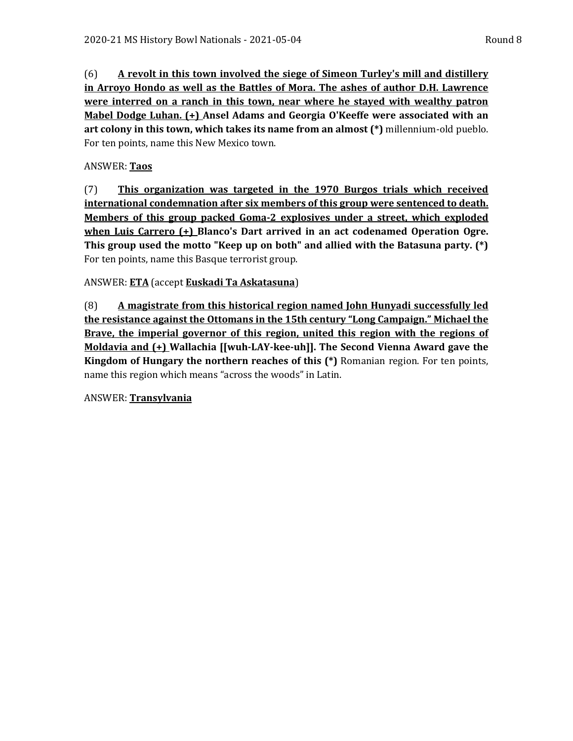(6) **<u>A revolt in this town involved the siege of Simeon Turley's mill and distillery in Arroyo Hondo as well as the Battles of Mora. The ashes of author D.H. Lawrence were interred on a ranch in this town, near where he stayed with wealthy patron Mabel Dodge Luhan. (+)</u> Ansel Adams and Georgia O'Keeffe were associated with an art colony in this town, which takes its name from an almost (*)** millennium-old pueblo. For ten points, name this New Mexico town.

ANSWER: **<u>Taos</u>**

(7) **<u>This organization was targeted in the 1970 Burgos trials which received international condemnation after six members of this group were sentenced to death. Members of this group packed Goma-2 explosives under a street, which exploded when Luis Carrero (+)</u> Blanco's Dart arrived in an act codenamed Operation Ogre. This group used the motto "Keep up on both" and allied with the Batasuna party. (*)** For ten points, name this Basque terrorist group.

ANSWER: **<u>ETA</u>** (accept **<u>Euskadi Ta Askatasuna</u>**)

(8) **<u>A magistrate from this historical region named John Hunyadi successfully led the resistance against the Ottomans in the 15th century "Long Campaign." Michael the Brave, the imperial governor of this region, united this region with the regions of Moldavia and (+)</u> Wallachia [[wuh-LAY-kee-uh]]. The Second Vienna Award gave the Kingdom of Hungary the northern reaches of this (*)** Romanian region. For ten points, name this region which means "across the woods" in Latin.

ANSWER: **<u>Transylvania</u>**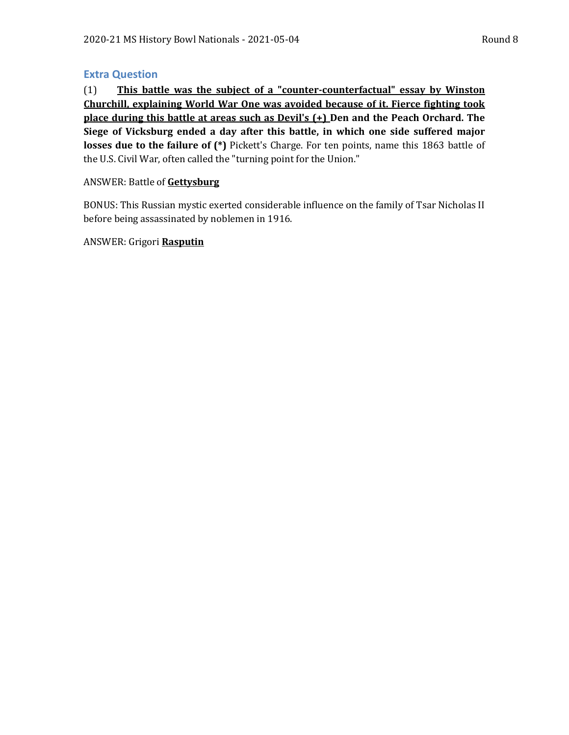## Extra Question

(1) __**This battle was the subject of a "counter-counterfactual" essay by Winston Churchill, explaining World War One was avoided because of it. Fierce fighting took place during this battle at areas such as Devil's (+)**__ **Den and the Peach Orchard. The Siege of Vicksburg ended a day after this battle, in which one side suffered major losses due to the failure of (*)** Pickett's Charge. For ten points, name this 1863 battle of the U.S. Civil War, often called the "turning point for the Union."

ANSWER: Battle of __**Gettysburg**__

BONUS: This Russian mystic exerted considerable influence on the family of Tsar Nicholas II before being assassinated by noblemen in 1916.

ANSWER: Grigori __**Rasputin**__